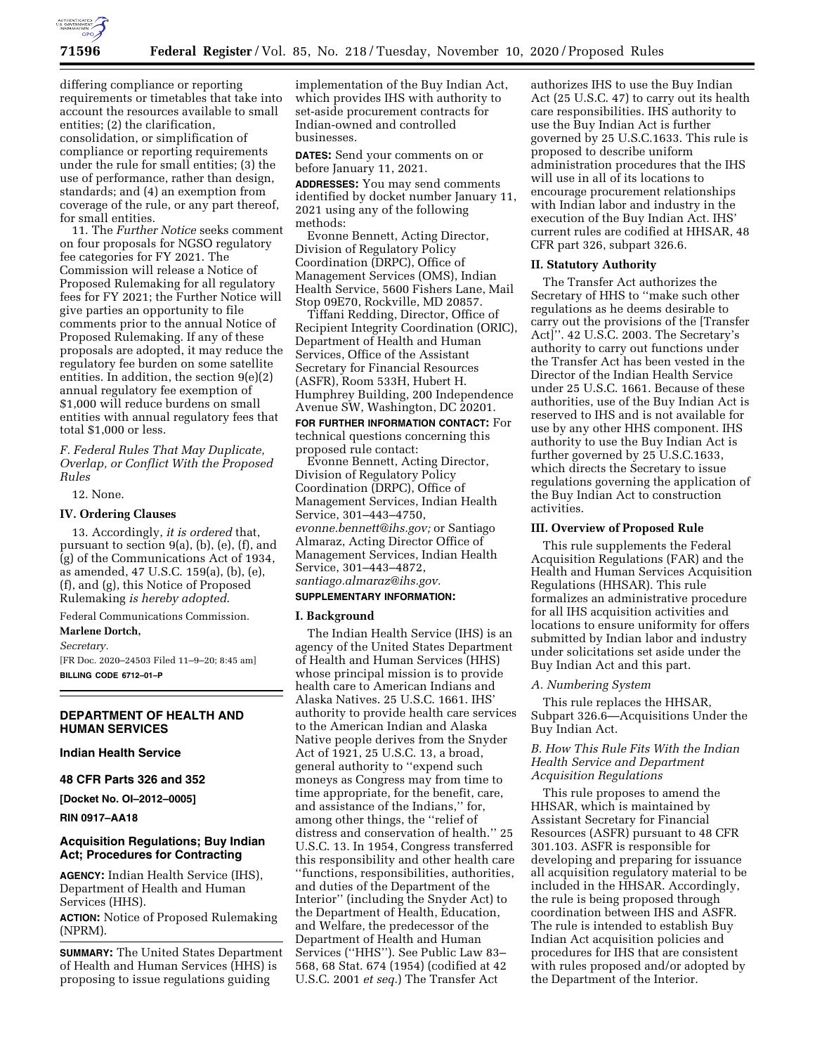differing compliance or reporting requirements or timetables that take into account the resources available to small entities; (2) the clarification, consolidation, or simplification of compliance or reporting requirements under the rule for small entities; (3) the use of performance, rather than design, standards; and (4) an exemption from coverage of the rule, or any part thereof, for small entities.

11. The *Further Notice* seeks comment on four proposals for NGSO regulatory fee categories for FY 2021. The Commission will release a Notice of Proposed Rulemaking for all regulatory fees for FY 2021; the Further Notice will give parties an opportunity to file comments prior to the annual Notice of Proposed Rulemaking. If any of these proposals are adopted, it may reduce the regulatory fee burden on some satellite entities. In addition, the section 9(e)(2) annual regulatory fee exemption of $1,000 will reduce burdens on small entities with annual regulatory fees that total $1,000 or less.

*F. Federal Rules That May Duplicate, Overlap, or Conflict With the Proposed Rules*

12. None.

**IV. Ordering Clauses**

13. Accordingly, *it is ordered* that, pursuant to section 9(a), (b), (e), (f), and (g) of the Communications Act of 1934, as amended, 47 U.S.C. 159(a), (b), (e), (f), and (g), this Notice of Proposed Rulemaking *is hereby adopted.*

Federal Communications Commission.

**Marlene Dortch,**

*Secretary.*

[FR Doc. 2020–24503 Filed 11–9–20; 8:45 am]

**BILLING CODE 6712–01–P**

## DEPARTMENT OF HEALTH AND HUMAN SERVICES

### Indian Health Service

### 48 CFR Parts 326 and 352

**[Docket No. OI–2012–0005]**

**RIN 0917–AA18**

### Acquisition Regulations; Buy Indian Act; Procedures for Contracting

**AGENCY:** Indian Health Service (IHS), Department of Health and Human Services (HHS).

**ACTION:** Notice of Proposed Rulemaking (NPRM).

**SUMMARY:** The United States Department of Health and Human Services (HHS) is proposing to issue regulations guiding implementation of the Buy Indian Act, which provides IHS with authority to set-aside procurement contracts for Indian-owned and controlled businesses.

**DATES:** Send your comments on or before January 11, 2021.

**ADDRESSES:** You may send comments identified by docket number January 11, 2021 using any of the following methods:

Evonne Bennett, Acting Director, Division of Regulatory Policy Coordination (DRPC), Office of Management Services (OMS), Indian Health Service, 5600 Fishers Lane, Mail Stop 09E70, Rockville, MD 20857.

Tiffani Redding, Director, Office of Recipient Integrity Coordination (ORIC), Department of Health and Human Services, Office of the Assistant Secretary for Financial Resources (ASFR), Room 533H, Hubert H. Humphrey Building, 200 Independence Avenue SW, Washington, DC 20201.

**FOR FURTHER INFORMATION CONTACT:** For technical questions concerning this proposed rule contact:

Evonne Bennett, Acting Director, Division of Regulatory Policy Coordination (DRPC), Office of Management Services, Indian Health Service, 301–443–4750, *evonne.bennett@ihs.gov;* or Santiago Almaraz, Acting Director Office of Management Services, Indian Health Service, 301–443–4872, *santiago.almaraz@ihs.gov.*

**SUPPLEMENTARY INFORMATION:**

**I. Background**

The Indian Health Service (IHS) is an agency of the United States Department of Health and Human Services (HHS) whose principal mission is to provide health care to American Indians and Alaska Natives. 25 U.S.C. 1661. IHS' authority to provide health care services to the American Indian and Alaska Native people derives from the Snyder Act of 1921, 25 U.S.C. 13, a broad, general authority to ''expend such moneys as Congress may from time to time appropriate, for the benefit, care, and assistance of the Indians,'' for, among other things, the ''relief of distress and conservation of health.'' 25 U.S.C. 13. In 1954, Congress transferred this responsibility and other health care ''functions, responsibilities, authorities, and duties of the Department of the Interior'' (including the Snyder Act) to the Department of Health, Education, and Welfare, the predecessor of the Department of Health and Human Services (''HHS''). See Public Law 83–568, 68 Stat. 674 (1954) (codified at 42 U.S.C. 2001 *et seq.*) The Transfer Act authorizes IHS to use the Buy Indian Act (25 U.S.C. 47) to carry out its health care responsibilities. IHS authority to use the Buy Indian Act is further governed by 25 U.S.C.1633. This rule is proposed to describe uniform administration procedures that the IHS will use in all of its locations to encourage procurement relationships with Indian labor and industry in the execution of the Buy Indian Act. IHS' current rules are codified at HHSAR, 48 CFR part 326, subpart 326.6.

**II. Statutory Authority**

The Transfer Act authorizes the Secretary of HHS to ''make such other regulations as he deems desirable to carry out the provisions of the [Transfer Act]''. 42 U.S.C. 2003. The Secretary's authority to carry out functions under the Transfer Act has been vested in the Director of the Indian Health Service under 25 U.S.C. 1661. Because of these authorities, use of the Buy Indian Act is reserved to IHS and is not available for use by any other HHS component. IHS authority to use the Buy Indian Act is further governed by 25 U.S.C.1633, which directs the Secretary to issue regulations governing the application of the Buy Indian Act to construction activities.

**III. Overview of Proposed Rule**

This rule supplements the Federal Acquisition Regulations (FAR) and the Health and Human Services Acquisition Regulations (HHSAR). This rule formalizes an administrative procedure for all IHS acquisition activities and locations to ensure uniformity for offers submitted by Indian labor and industry under solicitations set aside under the Buy Indian Act and this part.

*A. Numbering System*

This rule replaces the HHSAR, Subpart 326.6—Acquisitions Under the Buy Indian Act.

*B. How This Rule Fits With the Indian Health Service and Department Acquisition Regulations*

This rule proposes to amend the HHSAR, which is maintained by Assistant Secretary for Financial Resources (ASFR) pursuant to 48 CFR 301.103. ASFR is responsible for developing and preparing for issuance all acquisition regulatory material to be included in the HHSAR. Accordingly, the rule is being proposed through coordination between IHS and ASFR. The rule is intended to establish Buy Indian Act acquisition policies and procedures for IHS that are consistent with rules proposed and/or adopted by the Department of the Interior.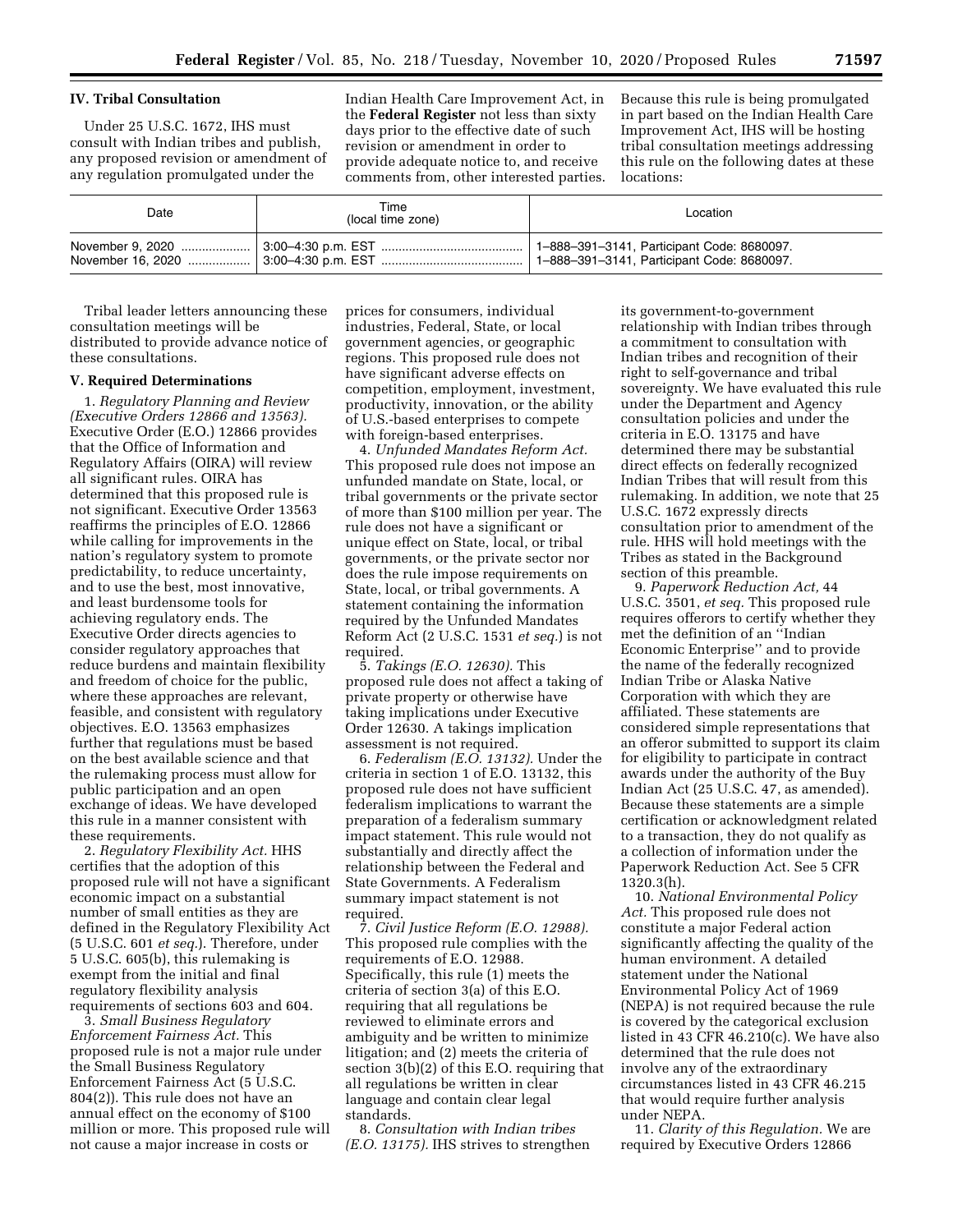## IV. Tribal Consultation

Under 25 U.S.C. 1672, IHS must consult with Indian tribes and publish, any proposed revision or amendment of any regulation promulgated under the Indian Health Care Improvement Act, in the **Federal Register** not less than sixty days prior to the effective date of such revision or amendment in order to provide adequate notice to, and receive comments from, other interested parties. Because this rule is being promulgated in part based on the Indian Health Care Improvement Act, IHS will be hosting tribal consultation meetings addressing this rule on the following dates at these locations:

| Date | Time (local time zone) | Location |
|---|---|---|
| November 9, 2020 | 3:00–4:30 p.m. EST | 1–888–391–3141, Participant Code: 8680097. |
| November 16, 2020 | 3:00–4:30 p.m. EST | 1–888–391–3141, Participant Code: 8680097. |

Tribal leader letters announcing these consultation meetings will be distributed to provide advance notice of these consultations.

## V. Required Determinations

1. *Regulatory Planning and Review (Executive Orders 12866 and 13563).* Executive Order (E.O.) 12866 provides that the Office of Information and Regulatory Affairs (OIRA) will review all significant rules. OIRA has determined that this proposed rule is not significant. Executive Order 13563 reaffirms the principles of E.O. 12866 while calling for improvements in the nation's regulatory system to promote predictability, to reduce uncertainty, and to use the best, most innovative, and least burdensome tools for achieving regulatory ends. The Executive Order directs agencies to consider regulatory approaches that reduce burdens and maintain flexibility and freedom of choice for the public, where these approaches are relevant, feasible, and consistent with regulatory objectives. E.O. 13563 emphasizes further that regulations must be based on the best available science and that the rulemaking process must allow for public participation and an open exchange of ideas. We have developed this rule in a manner consistent with these requirements.

2. *Regulatory Flexibility Act.* HHS certifies that the adoption of this proposed rule will not have a significant economic impact on a substantial number of small entities as they are defined in the Regulatory Flexibility Act (5 U.S.C. 601 *et seq.*). Therefore, under 5 U.S.C. 605(b), this rulemaking is exempt from the initial and final regulatory flexibility analysis requirements of sections 603 and 604.

3. *Small Business Regulatory Enforcement Fairness Act.* This proposed rule is not a major rule under the Small Business Regulatory Enforcement Fairness Act (5 U.S.C. 804(2)). This rule does not have an annual effect on the economy of $100 million or more. This proposed rule will not cause a major increase in costs or prices for consumers, individual industries, Federal, State, or local government agencies, or geographic regions. This proposed rule does not have significant adverse effects on competition, employment, investment, productivity, innovation, or the ability of U.S.-based enterprises to compete with foreign-based enterprises.

4. *Unfunded Mandates Reform Act.* This proposed rule does not impose an unfunded mandate on State, local, or tribal governments or the private sector of more than $100 million per year. The rule does not have a significant or unique effect on State, local, or tribal governments, or the private sector nor does the rule impose requirements on State, local, or tribal governments. A statement containing the information required by the Unfunded Mandates Reform Act (2 U.S.C. 1531 *et seq.*) is not required.

5. *Takings (E.O. 12630).* This proposed rule does not affect a taking of private property or otherwise have taking implications under Executive Order 12630. A takings implication assessment is not required.

6. *Federalism (E.O. 13132).* Under the criteria in section 1 of E.O. 13132, this proposed rule does not have sufficient federalism implications to warrant the preparation of a federalism summary impact statement. This rule would not substantially and directly affect the relationship between the Federal and State Governments. A Federalism summary impact statement is not required.

7. *Civil Justice Reform (E.O. 12988).* This proposed rule complies with the requirements of E.O. 12988. Specifically, this rule (1) meets the criteria of section 3(a) of this E.O. requiring that all regulations be reviewed to eliminate errors and ambiguity and be written to minimize litigation; and (2) meets the criteria of section 3(b)(2) of this E.O. requiring that all regulations be written in clear language and contain clear legal standards.

8. *Consultation with Indian tribes (E.O. 13175).* IHS strives to strengthen its government-to-government relationship with Indian tribes through a commitment to consultation with Indian tribes and recognition of their right to self-governance and tribal sovereignty. We have evaluated this rule under the Department and Agency consultation policies and under the criteria in E.O. 13175 and have determined there may be substantial direct effects on federally recognized Indian Tribes that will result from this rulemaking. In addition, we note that 25 U.S.C. 1672 expressly directs consultation prior to amendment of the rule. HHS will hold meetings with the Tribes as stated in the Background section of this preamble.

9. *Paperwork Reduction Act,* 44 U.S.C. 3501, *et seq.* This proposed rule requires offerors to certify whether they met the definition of an ''Indian Economic Enterprise'' and to provide the name of the federally recognized Indian Tribe or Alaska Native Corporation with which they are affiliated. These statements are considered simple representations that an offeror submitted to support its claim for eligibility to participate in contract awards under the authority of the Buy Indian Act (25 U.S.C. 47, as amended). Because these statements are a simple certification or acknowledgment related to a transaction, they do not qualify as a collection of information under the Paperwork Reduction Act. See 5 CFR 1320.3(h).

10. *National Environmental Policy Act.* This proposed rule does not constitute a major Federal action significantly affecting the quality of the human environment. A detailed statement under the National Environmental Policy Act of 1969 (NEPA) is not required because the rule is covered by the categorical exclusion listed in 43 CFR 46.210(c). We have also determined that the rule does not involve any of the extraordinary circumstances listed in 43 CFR 46.215 that would require further analysis under NEPA.

11. *Clarity of this Regulation.* We are required by Executive Orders 12866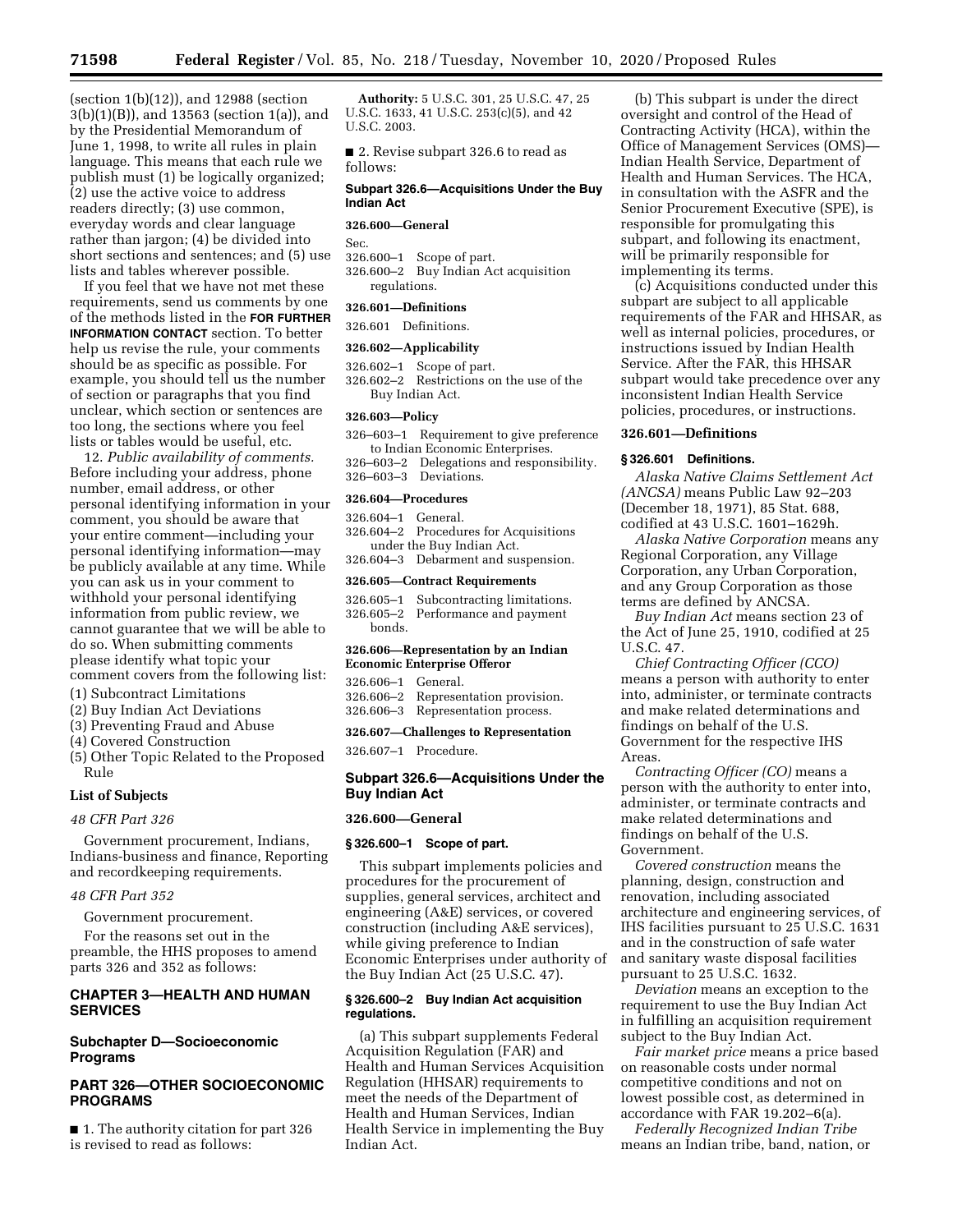(section 1(b)(12)), and 12988 (section 3(b)(1)(B)), and 13563 (section 1(a)), and by the Presidential Memorandum of June 1, 1998, to write all rules in plain language. This means that each rule we publish must (1) be logically organized; (2) use the active voice to address readers directly; (3) use common, everyday words and clear language rather than jargon; (4) be divided into short sections and sentences; and (5) use lists and tables wherever possible.

If you feel that we have not met these requirements, send us comments by one of the methods listed in the **FOR FURTHER INFORMATION CONTACT** section. To better help us revise the rule, your comments should be as specific as possible. For example, you should tell us the number of section or paragraphs that you find unclear, which section or sentences are too long, the sections where you feel lists or tables would be useful, etc.

12. *Public availability of comments.* Before including your address, phone number, email address, or other personal identifying information in your comment, you should be aware that your entire comment—including your personal identifying information—may be publicly available at any time. While you can ask us in your comment to withhold your personal identifying information from public review, we cannot guarantee that we will be able to do so. When submitting comments please identify what topic your comment covers from the following list:

(1) Subcontract Limitations
(2) Buy Indian Act Deviations
(3) Preventing Fraud and Abuse
(4) Covered Construction
(5) Other Topic Related to the Proposed Rule

**List of Subjects**

*48 CFR Part 326*

Government procurement, Indians, Indians-business and finance, Reporting and recordkeeping requirements.

*48 CFR Part 352*

Government procurement.

For the reasons set out in the preamble, the HHS proposes to amend parts 326 and 352 as follows:

## CHAPTER 3—HEALTH AND HUMAN SERVICES

## Subchapter D—Socioeconomic Programs

## PART 326—OTHER SOCIOECONOMIC PROGRAMS

■ 1. The authority citation for part 326 is revised to read as follows:

**Authority:** 5 U.S.C. 301, 25 U.S.C. 47, 25 U.S.C. 1633, 41 U.S.C. 253(c)(5), and 42 U.S.C. 2003.

■ 2. Revise subpart 326.6 to read as follows:

**Subpart 326.6—Acquisitions Under the Buy Indian Act**

**326.600—General**

Sec.
326.600–1 Scope of part.
326.600–2 Buy Indian Act acquisition regulations.

**326.601—Definitions**

326.601 Definitions.

**326.602—Applicability**

326.602–1 Scope of part.
326.602–2 Restrictions on the use of the Buy Indian Act.

**326.603—Policy**

326–603–1 Requirement to give preference to Indian Economic Enterprises.
326–603–2 Delegations and responsibility.
326–603–3 Deviations.

**326.604—Procedures**

326.604–1 General.
326.604–2 Procedures for Acquisitions under the Buy Indian Act.
326.604–3 Debarment and suspension.

**326.605—Contract Requirements**

326.605–1 Subcontracting limitations.
326.605–2 Performance and payment bonds.

**326.606—Representation by an Indian Economic Enterprise Offeror**

326.606–1 General.
326.606–2 Representation provision.
326.606–3 Representation process.

**326.607—Challenges to Representation**

326.607–1 Procedure.

## Subpart 326.6—Acquisitions Under the Buy Indian Act

### 326.600—General

#### § 326.600–1 Scope of part.

This subpart implements policies and procedures for the procurement of supplies, general services, architect and engineering (A&E) services, or covered construction (including A&E services), while giving preference to Indian Economic Enterprises under authority of the Buy Indian Act (25 U.S.C. 47).

#### § 326.600–2 Buy Indian Act acquisition regulations.

(a) This subpart supplements Federal Acquisition Regulation (FAR) and Health and Human Services Acquisition Regulation (HHSAR) requirements to meet the needs of the Department of Health and Human Services, Indian Health Service in implementing the Buy Indian Act.

(b) This subpart is under the direct oversight and control of the Head of Contracting Activity (HCA), within the Office of Management Services (OMS)—Indian Health Service, Department of Health and Human Services. The HCA, in consultation with the ASFR and the Senior Procurement Executive (SPE), is responsible for promulgating this subpart, and following its enactment, will be primarily responsible for implementing its terms.

(c) Acquisitions conducted under this subpart are subject to all applicable requirements of the FAR and HHSAR, as well as internal policies, procedures, or instructions issued by Indian Health Service. After the FAR, this HHSAR subpart would take precedence over any inconsistent Indian Health Service policies, procedures, or instructions.

### 326.601—Definitions

#### § 326.601 Definitions.

*Alaska Native Claims Settlement Act (ANCSA)* means Public Law 92–203 (December 18, 1971), 85 Stat. 688, codified at 43 U.S.C. 1601–1629h.

*Alaska Native Corporation* means any Regional Corporation, any Village Corporation, any Urban Corporation, and any Group Corporation as those terms are defined by ANCSA.

*Buy Indian Act* means section 23 of the Act of June 25, 1910, codified at 25 U.S.C. 47.

*Chief Contracting Officer (CCO)* means a person with authority to enter into, administer, or terminate contracts and make related determinations and findings on behalf of the U.S. Government for the respective IHS Areas.

*Contracting Officer (CO)* means a person with the authority to enter into, administer, or terminate contracts and make related determinations and findings on behalf of the U.S. Government.

*Covered construction* means the planning, design, construction and renovation, including associated architecture and engineering services, of IHS facilities pursuant to 25 U.S.C. 1631 and in the construction of safe water and sanitary waste disposal facilities pursuant to 25 U.S.C. 1632.

*Deviation* means an exception to the requirement to use the Buy Indian Act in fulfilling an acquisition requirement subject to the Buy Indian Act.

*Fair market price* means a price based on reasonable costs under normal competitive conditions and not on lowest possible cost, as determined in accordance with FAR 19.202–6(a).

*Federally Recognized Indian Tribe* means an Indian tribe, band, nation, or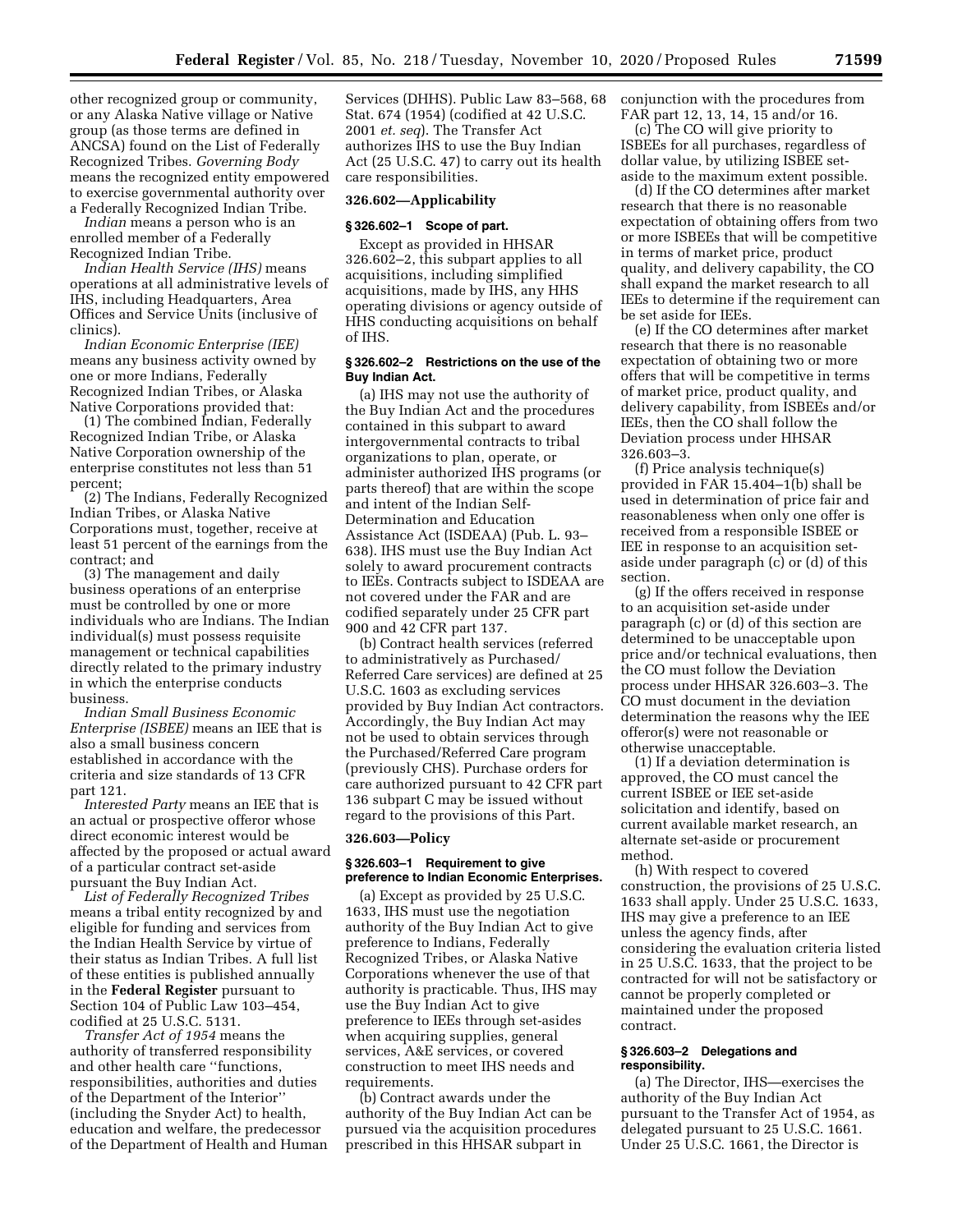other recognized group or community, or any Alaska Native village or Native group (as those terms are defined in ANCSA) found on the List of Federally Recognized Tribes. *Governing Body* means the recognized entity empowered to exercise governmental authority over a Federally Recognized Indian Tribe.

*Indian* means a person who is an enrolled member of a Federally Recognized Indian Tribe.

*Indian Health Service (IHS)* means operations at all administrative levels of IHS, including Headquarters, Area Offices and Service Units (inclusive of clinics).

*Indian Economic Enterprise (IEE)* means any business activity owned by one or more Indians, Federally Recognized Indian Tribes, or Alaska Native Corporations provided that:

(1) The combined Indian, Federally Recognized Indian Tribe, or Alaska Native Corporation ownership of the enterprise constitutes not less than 51 percent;

(2) The Indians, Federally Recognized Indian Tribes, or Alaska Native Corporations must, together, receive at least 51 percent of the earnings from the contract; and

(3) The management and daily business operations of an enterprise must be controlled by one or more individuals who are Indians. The Indian individual(s) must possess requisite management or technical capabilities directly related to the primary industry in which the enterprise conducts business.

*Indian Small Business Economic Enterprise (ISBEE)* means an IEE that is also a small business concern established in accordance with the criteria and size standards of 13 CFR part 121.

*Interested Party* means an IEE that is an actual or prospective offeror whose direct economic interest would be affected by the proposed or actual award of a particular contract set-aside pursuant the Buy Indian Act.

*List of Federally Recognized Tribes* means a tribal entity recognized by and eligible for funding and services from the Indian Health Service by virtue of their status as Indian Tribes. A full list of these entities is published annually in the **Federal Register** pursuant to Section 104 of Public Law 103–454, codified at 25 U.S.C. 5131.

*Transfer Act of 1954* means the authority of transferred responsibility and other health care ''functions, responsibilities, authorities and duties of the Department of the Interior'' (including the Snyder Act) to health, education and welfare, the predecessor of the Department of Health and Human Services (DHHS). Public Law 83–568, 68 Stat. 674 (1954) (codified at 42 U.S.C. 2001 *et. seq*). The Transfer Act authorizes IHS to use the Buy Indian Act (25 U.S.C. 47) to carry out its health care responsibilities.

## 326.602—Applicability

### § 326.602–1 Scope of part.

Except as provided in HHSAR 326.602–2, this subpart applies to all acquisitions, including simplified acquisitions, made by IHS, any HHS operating divisions or agency outside of HHS conducting acquisitions on behalf of IHS.

### § 326.602–2 Restrictions on the use of the Buy Indian Act.

(a) IHS may not use the authority of the Buy Indian Act and the procedures contained in this subpart to award intergovernmental contracts to tribal organizations to plan, operate, or administer authorized IHS programs (or parts thereof) that are within the scope and intent of the Indian Self-Determination and Education Assistance Act (ISDEAA) (Pub. L. 93–638). IHS must use the Buy Indian Act solely to award procurement contracts to IEEs. Contracts subject to ISDEAA are not covered under the FAR and are codified separately under 25 CFR part 900 and 42 CFR part 137.

(b) Contract health services (referred to administratively as Purchased/Referred Care services) are defined at 25 U.S.C. 1603 as excluding services provided by Buy Indian Act contractors. Accordingly, the Buy Indian Act may not be used to obtain services through the Purchased/Referred Care program (previously CHS). Purchase orders for care authorized pursuant to 42 CFR part 136 subpart C may be issued without regard to the provisions of this Part.

## 326.603—Policy

### § 326.603–1 Requirement to give preference to Indian Economic Enterprises.

(a) Except as provided by 25 U.S.C. 1633, IHS must use the negotiation authority of the Buy Indian Act to give preference to Indians, Federally Recognized Tribes, or Alaska Native Corporations whenever the use of that authority is practicable. Thus, IHS may use the Buy Indian Act to give preference to IEEs through set-asides when acquiring supplies, general services, A&E services, or covered construction to meet IHS needs and requirements.

(b) Contract awards under the authority of the Buy Indian Act can be pursued via the acquisition procedures prescribed in this HHSAR subpart in conjunction with the procedures from FAR part 12, 13, 14, 15 and/or 16.

(c) The CO will give priority to ISBEEs for all purchases, regardless of dollar value, by utilizing ISBEE set-aside to the maximum extent possible.

(d) If the CO determines after market research that there is no reasonable expectation of obtaining offers from two or more ISBEEs that will be competitive in terms of market price, product quality, and delivery capability, the CO shall expand the market research to all IEEs to determine if the requirement can be set aside for IEEs.

(e) If the CO determines after market research that there is no reasonable expectation of obtaining two or more offers that will be competitive in terms of market price, product quality, and delivery capability, from ISBEEs and/or IEEs, then the CO shall follow the Deviation process under HHSAR 326.603–3.

(f) Price analysis technique(s) provided in FAR 15.404–1(b) shall be used in determination of price fair and reasonableness when only one offer is received from a responsible ISBEE or IEE in response to an acquisition set-aside under paragraph (c) or (d) of this section.

(g) If the offers received in response to an acquisition set-aside under paragraph (c) or (d) of this section are determined to be unacceptable upon price and/or technical evaluations, then the CO must follow the Deviation process under HHSAR 326.603–3. The CO must document in the deviation determination the reasons why the IEE offeror(s) were not reasonable or otherwise unacceptable.

(1) If a deviation determination is approved, the CO must cancel the current ISBEE or IEE set-aside solicitation and identify, based on current available market research, an alternate set-aside or procurement method.

(h) With respect to covered construction, the provisions of 25 U.S.C. 1633 shall apply. Under 25 U.S.C. 1633, IHS may give a preference to an IEE unless the agency finds, after considering the evaluation criteria listed in 25 U.S.C. 1633, that the project to be contracted for will not be satisfactory or cannot be properly completed or maintained under the proposed contract.

### § 326.603–2 Delegations and responsibility.

(a) The Director, IHS—exercises the authority of the Buy Indian Act pursuant to the Transfer Act of 1954, as delegated pursuant to 25 U.S.C. 1661. Under 25 U.S.C. 1661, the Director is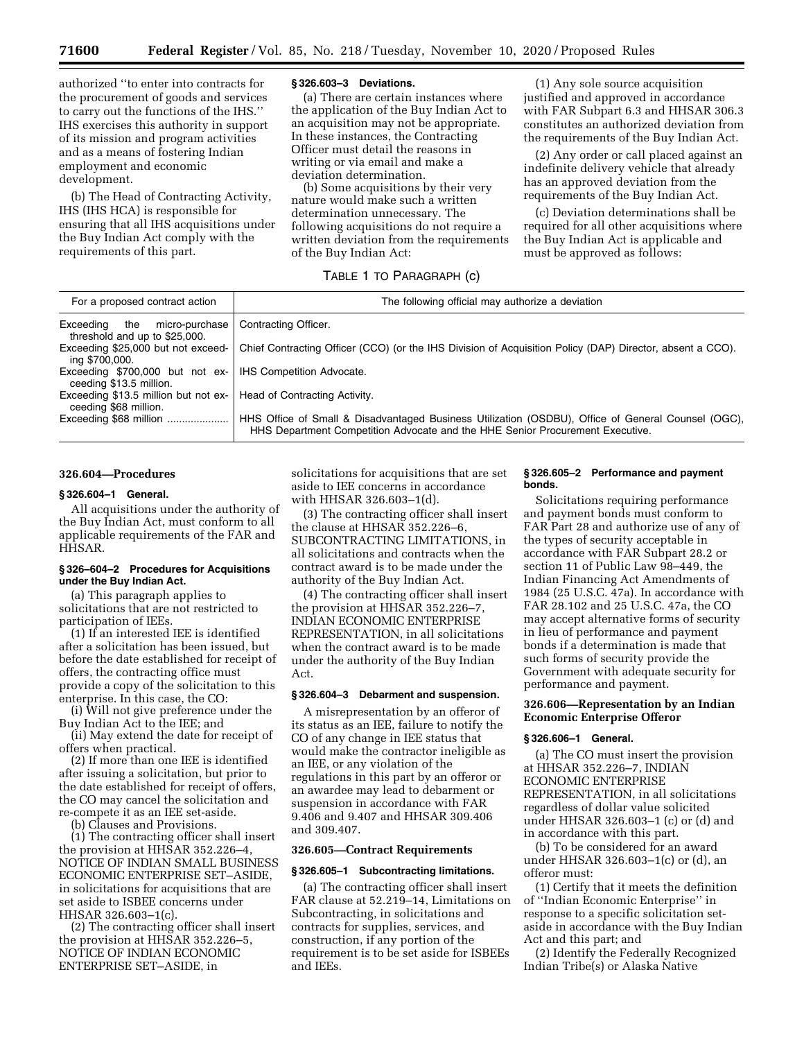authorized "to enter into contracts for the procurement of goods and services to carry out the functions of the IHS." IHS exercises this authority in support of its mission and program activities and as a means of fostering Indian employment and economic development.

(b) The Head of Contracting Activity, IHS (IHS HCA) is responsible for ensuring that all IHS acquisitions under the Buy Indian Act comply with the requirements of this part.

### § 326.603–3 Deviations.

(a) There are certain instances where the application of the Buy Indian Act to an acquisition may not be appropriate. In these instances, the Contracting Officer must detail the reasons in writing or via email and make a deviation determination.

(b) Some acquisitions by their very nature would make such a written determination unnecessary. The following acquisitions do not require a written deviation from the requirements of the Buy Indian Act:

(1) Any sole source acquisition justified and approved in accordance with FAR Subpart 6.3 and HHSAR 306.3 constitutes an authorized deviation from the requirements of the Buy Indian Act.

(2) Any order or call placed against an indefinite delivery vehicle that already has an approved deviation from the requirements of the Buy Indian Act.

(c) Deviation determinations shall be required for all other acquisitions where the Buy Indian Act is applicable and must be approved as follows:

TABLE 1 TO PARAGRAPH (c)

| For a proposed contract action | The following official may authorize a deviation |
|---|---|
| Exceeding the micro-purchase threshold and up to $25,000. | Contracting Officer. |
| Exceeding $25,000 but not exceeding $700,000. | Chief Contracting Officer (CCO) (or the IHS Division of Acquisition Policy (DAP) Director, absent a CCO). |
| Exceeding $700,000 but not exceeding $13.5 million. | IHS Competition Advocate. |
| Exceeding $13.5 million but not exceeding $68 million. | Head of Contracting Activity. |
| Exceeding $68 million .................... | HHS Office of Small & Disadvantaged Business Utilization (OSDBU), Office of General Counsel (OGC), HHS Department Competition Advocate and the HHE Senior Procurement Executive. |

## 326.604—Procedures

### § 326.604–1 General.

All acquisitions under the authority of the Buy Indian Act, must conform to all applicable requirements of the FAR and HHSAR.

### § 326–604–2 Procedures for Acquisitions under the Buy Indian Act.

(a) This paragraph applies to solicitations that are not restricted to participation of IEEs.

(1) If an interested IEE is identified after a solicitation has been issued, but before the date established for receipt of offers, the contracting office must provide a copy of the solicitation to this enterprise. In this case, the CO:

(i) Will not give preference under the Buy Indian Act to the IEE; and

(ii) May extend the date for receipt of offers when practical.

(2) If more than one IEE is identified after issuing a solicitation, but prior to the date established for receipt of offers, the CO may cancel the solicitation and re-compete it as an IEE set-aside.

(b) Clauses and Provisions.

(1) The contracting officer shall insert the provision at HHSAR 352.226–4, NOTICE OF INDIAN SMALL BUSINESS ECONOMIC ENTERPRISE SET–ASIDE, in solicitations for acquisitions that are set aside to ISBEE concerns under HHSAR 326.603–1(c).

(2) The contracting officer shall insert the provision at HHSAR 352.226–5, NOTICE OF INDIAN ECONOMIC ENTERPRISE SET–ASIDE, in solicitations for acquisitions that are set aside to IEE concerns in accordance with HHSAR 326.603–1(d).

(3) The contracting officer shall insert the clause at HHSAR 352.226–6, SUBCONTRACTING LIMITATIONS, in all solicitations and contracts when the contract award is to be made under the authority of the Buy Indian Act.

(4) The contracting officer shall insert the provision at HHSAR 352.226–7, INDIAN ECONOMIC ENTERPRISE REPRESENTATION, in all solicitations when the contract award is to be made under the authority of the Buy Indian Act.

### § 326.604–3 Debarment and suspension.

A misrepresentation by an offeror of its status as an IEE, failure to notify the CO of any change in IEE status that would make the contractor ineligible as an IEE, or any violation of the regulations in this part by an offeror or an awardee may lead to debarment or suspension in accordance with FAR 9.406 and 9.407 and HHSAR 309.406 and 309.407.

## 326.605—Contract Requirements

### § 326.605–1 Subcontracting limitations.

(a) The contracting officer shall insert FAR clause at 52.219–14, Limitations on Subcontracting, in solicitations and contracts for supplies, services, and construction, if any portion of the requirement is to be set aside for ISBEEs and IEEs.

### § 326.605–2 Performance and payment bonds.

Solicitations requiring performance and payment bonds must conform to FAR Part 28 and authorize use of any of the types of security acceptable in accordance with FAR Subpart 28.2 or section 11 of Public Law 98–449, the Indian Financing Act Amendments of 1984 (25 U.S.C. 47a). In accordance with FAR 28.102 and 25 U.S.C. 47a, the CO may accept alternative forms of security in lieu of performance and payment bonds if a determination is made that such forms of security provide the Government with adequate security for performance and payment.

## 326.606—Representation by an Indian Economic Enterprise Offeror

### § 326.606–1 General.

(a) The CO must insert the provision at HHSAR 352.226–7, INDIAN ECONOMIC ENTERPRISE REPRESENTATION, in all solicitations regardless of dollar value solicited under HHSAR 326.603–1 (c) or (d) and in accordance with this part.

(b) To be considered for an award under HHSAR 326.603–1(c) or (d), an offeror must:

(1) Certify that it meets the definition of "Indian Economic Enterprise" in response to a specific solicitation set-aside in accordance with the Buy Indian Act and this part; and

(2) Identify the Federally Recognized Indian Tribe(s) or Alaska Native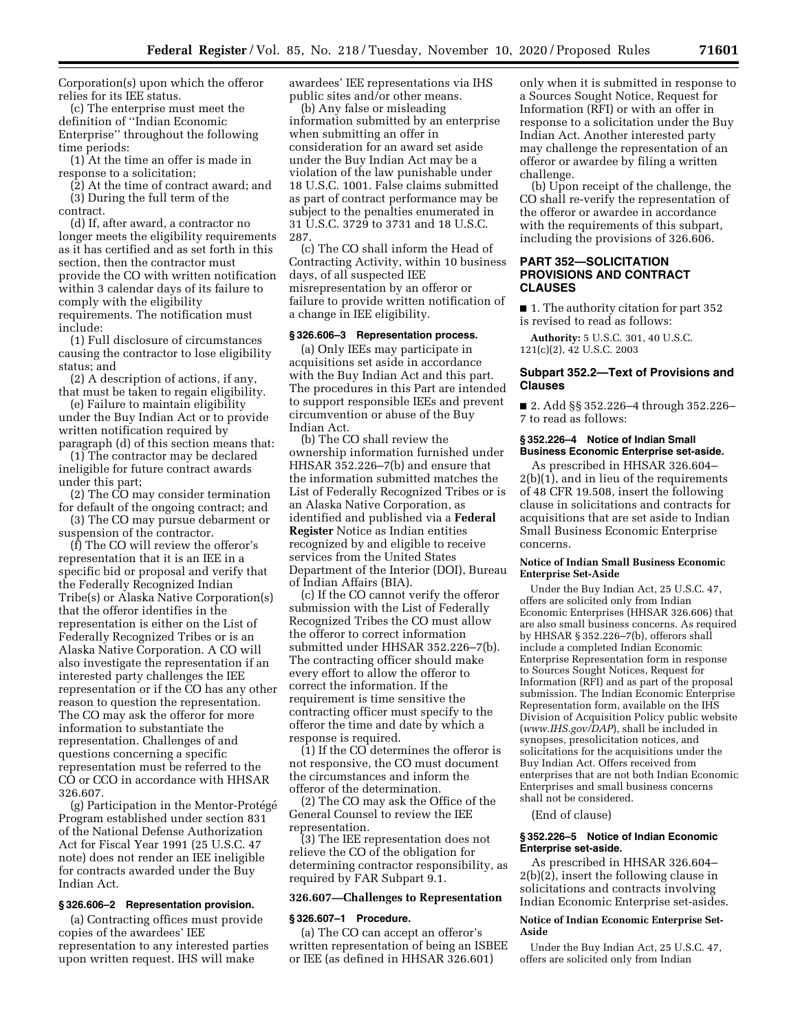Corporation(s) upon which the offeror relies for its IEE status.

(c) The enterprise must meet the definition of ''Indian Economic Enterprise'' throughout the following time periods:

(1) At the time an offer is made in response to a solicitation;

(2) At the time of contract award; and

(3) During the full term of the contract.

(d) If, after award, a contractor no longer meets the eligibility requirements as it has certified and as set forth in this section, then the contractor must provide the CO with written notification within 3 calendar days of its failure to comply with the eligibility requirements. The notification must include:

(1) Full disclosure of circumstances causing the contractor to lose eligibility status; and

(2) A description of actions, if any, that must be taken to regain eligibility.

(e) Failure to maintain eligibility under the Buy Indian Act or to provide written notification required by paragraph (d) of this section means that:

(1) The contractor may be declared ineligible for future contract awards under this part;

(2) The CO may consider termination for default of the ongoing contract; and

(3) The CO may pursue debarment or suspension of the contractor.

(f) The CO will review the offeror's representation that it is an IEE in a specific bid or proposal and verify that the Federally Recognized Indian Tribe(s) or Alaska Native Corporation(s) that the offeror identifies in the representation is either on the List of Federally Recognized Tribes or is an Alaska Native Corporation. A CO will also investigate the representation if an interested party challenges the IEE representation or if the CO has any other reason to question the representation. The CO may ask the offeror for more information to substantiate the representation. Challenges of and questions concerning a specific representation must be referred to the CO or CCO in accordance with HHSAR 326.607.

(g) Participation in the Mentor-Protégé Program established under section 831 of the National Defense Authorization Act for Fiscal Year 1991 (25 U.S.C. 47 note) does not render an IEE ineligible for contracts awarded under the Buy Indian Act.

**§ 326.606–2 Representation provision.**

(a) Contracting offices must provide copies of the awardees' IEE representation to any interested parties upon written request. IHS will make awardees' IEE representations via IHS public sites and/or other means.

(b) Any false or misleading information submitted by an enterprise when submitting an offer in consideration for an award set aside under the Buy Indian Act may be a violation of the law punishable under 18 U.S.C. 1001. False claims submitted as part of contract performance may be subject to the penalties enumerated in 31 U.S.C. 3729 to 3731 and 18 U.S.C. 287.

(c) The CO shall inform the Head of Contracting Activity, within 10 business days, of all suspected IEE misrepresentation by an offeror or failure to provide written notification of a change in IEE eligibility.

**§ 326.606–3 Representation process.**

(a) Only IEEs may participate in acquisitions set aside in accordance with the Buy Indian Act and this part. The procedures in this Part are intended to support responsible IEEs and prevent circumvention or abuse of the Buy Indian Act.

(b) The CO shall review the ownership information furnished under HHSAR 352.226–7(b) and ensure that the information submitted matches the List of Federally Recognized Tribes or is an Alaska Native Corporation, as identified and published via a **Federal Register** Notice as Indian entities recognized by and eligible to receive services from the United States Department of the Interior (DOI), Bureau of Indian Affairs (BIA).

(c) If the CO cannot verify the offeror submission with the List of Federally Recognized Tribes the CO must allow the offeror to correct information submitted under HHSAR 352.226–7(b). The contracting officer should make every effort to allow the offeror to correct the information. If the requirement is time sensitive the contracting officer must specify to the offeror the time and date by which a response is required.

(1) If the CO determines the offeror is not responsive, the CO must document the circumstances and inform the offeror of the determination.

(2) The CO may ask the Office of the General Counsel to review the IEE representation.

(3) The IEE representation does not relieve the CO of the obligation for determining contractor responsibility, as required by FAR Subpart 9.1.

**326.607—Challenges to Representation**

**§ 326.607–1 Procedure.**

(a) The CO can accept an offeror's written representation of being an ISBEE or IEE (as defined in HHSAR 326.601) only when it is submitted in response to a Sources Sought Notice, Request for Information (RFI) or with an offer in response to a solicitation under the Buy Indian Act. Another interested party may challenge the representation of an offeror or awardee by filing a written challenge.

(b) Upon receipt of the challenge, the CO shall re-verify the representation of the offeror or awardee in accordance with the requirements of this subpart, including the provisions of 326.606.

## PART 352—SOLICITATION PROVISIONS AND CONTRACT CLAUSES

■ 1. The authority citation for part 352 is revised to read as follows:

**Authority:** 5 U.S.C. 301, 40 U.S.C. 121(c)(2), 42 U.S.C. 2003

### Subpart 352.2—Text of Provisions and Clauses

■ 2. Add §§ 352.226–4 through 352.226–7 to read as follows:

**§ 352.226–4 Notice of Indian Small Business Economic Enterprise set-aside.**

As prescribed in HHSAR 326.604–2(b)(1), and in lieu of the requirements of 48 CFR 19.508, insert the following clause in solicitations and contracts for acquisitions that are set aside to Indian Small Business Economic Enterprise concerns.

**Notice of Indian Small Business Economic Enterprise Set-Aside**

Under the Buy Indian Act, 25 U.S.C. 47, offers are solicited only from Indian Economic Enterprises (HHSAR 326.606) that are also small business concerns. As required by HHSAR § 352.226–7(b), offerors shall include a completed Indian Economic Enterprise Representation form in response to Sources Sought Notices, Request for Information (RFI) and as part of the proposal submission. The Indian Economic Enterprise Representation form, available on the IHS Division of Acquisition Policy public website (*www.IHS.gov/DAP*), shall be included in synopses, presolicitation notices, and solicitations for the acquisitions under the Buy Indian Act. Offers received from enterprises that are not both Indian Economic Enterprises and small business concerns shall not be considered.

(End of clause)

**§ 352.226–5 Notice of Indian Economic Enterprise set-aside.**

As prescribed in HHSAR 326.604–2(b)(2), insert the following clause in solicitations and contracts involving Indian Economic Enterprise set-asides.

**Notice of Indian Economic Enterprise Set-Aside**

Under the Buy Indian Act, 25 U.S.C. 47, offers are solicited only from Indian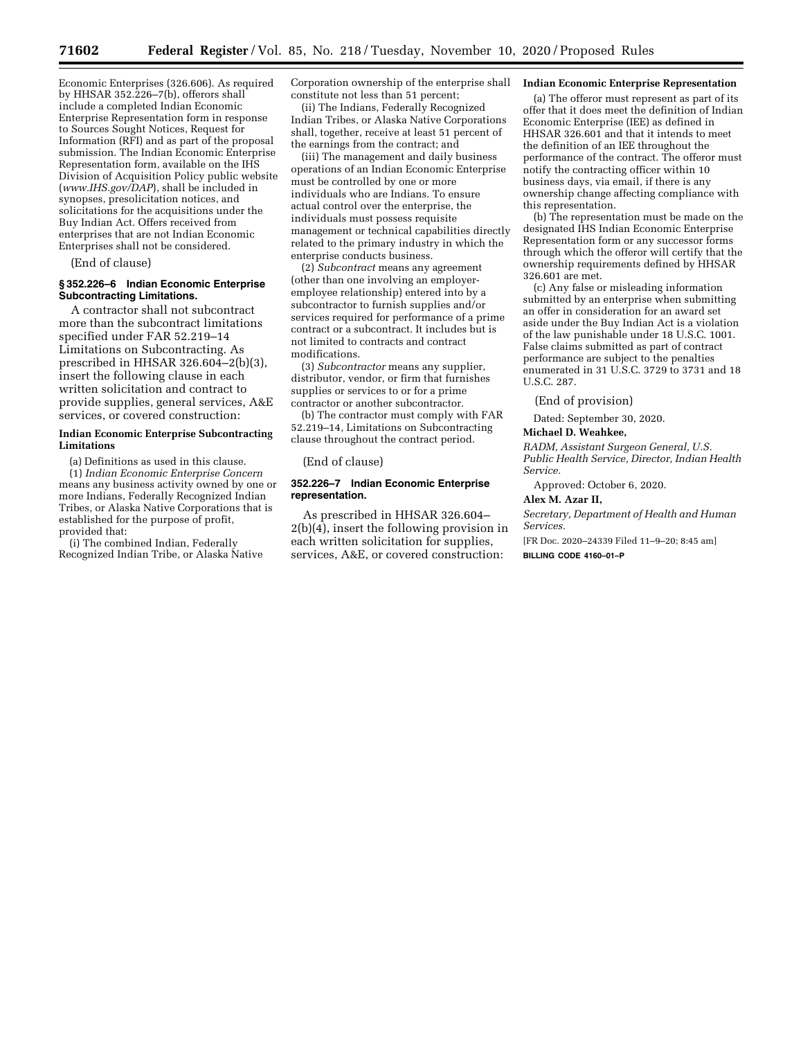Economic Enterprises (326.606). As required by HHSAR 352.226–7(b), offerors shall include a completed Indian Economic Enterprise Representation form in response to Sources Sought Notices, Request for Information (RFI) and as part of the proposal submission. The Indian Economic Enterprise Representation form, available on the IHS Division of Acquisition Policy public website (*www.IHS.gov/DAP*), shall be included in synopses, presolicitation notices, and solicitations for the acquisitions under the Buy Indian Act. Offers received from enterprises that are not Indian Economic Enterprises shall not be considered.

(End of clause)

### § 352.226–6 Indian Economic Enterprise Subcontracting Limitations.

A contractor shall not subcontract more than the subcontract limitations specified under FAR 52.219–14 Limitations on Subcontracting. As prescribed in HHSAR 326.604–2(b)(3), insert the following clause in each written solicitation and contract to provide supplies, general services, A&E services, or covered construction:

#### Indian Economic Enterprise Subcontracting Limitations

(a) Definitions as used in this clause.

(1) *Indian Economic Enterprise Concern* means any business activity owned by one or more Indians, Federally Recognized Indian Tribes, or Alaska Native Corporations that is established for the purpose of profit, provided that:

(i) The combined Indian, Federally Recognized Indian Tribe, or Alaska Native Corporation ownership of the enterprise shall constitute not less than 51 percent;

(ii) The Indians, Federally Recognized Indian Tribes, or Alaska Native Corporations shall, together, receive at least 51 percent of the earnings from the contract; and

(iii) The management and daily business operations of an Indian Economic Enterprise must be controlled by one or more individuals who are Indians. To ensure actual control over the enterprise, the individuals must possess requisite management or technical capabilities directly related to the primary industry in which the enterprise conducts business.

(2) *Subcontract* means any agreement (other than one involving an employer-employee relationship) entered into by a subcontractor to furnish supplies and/or services required for performance of a prime contract or a subcontract. It includes but is not limited to contracts and contract modifications.

(3) *Subcontractor* means any supplier, distributor, vendor, or firm that furnishes supplies or services to or for a prime contractor or another subcontractor.

(b) The contractor must comply with FAR 52.219–14, Limitations on Subcontracting clause throughout the contract period.

(End of clause)

### 352.226–7 Indian Economic Enterprise representation.

As prescribed in HHSAR 326.604–2(b)(4), insert the following provision in each written solicitation for supplies, services, A&E, or covered construction:

#### Indian Economic Enterprise Representation

(a) The offeror must represent as part of its offer that it does meet the definition of Indian Economic Enterprise (IEE) as defined in HHSAR 326.601 and that it intends to meet the definition of an IEE throughout the performance of the contract. The offeror must notify the contracting officer within 10 business days, via email, if there is any ownership change affecting compliance with this representation.

(b) The representation must be made on the designated IHS Indian Economic Enterprise Representation form or any successor forms through which the offeror will certify that the ownership requirements defined by HHSAR 326.601 are met.

(c) Any false or misleading information submitted by an enterprise when submitting an offer in consideration for an award set aside under the Buy Indian Act is a violation of the law punishable under 18 U.S.C. 1001. False claims submitted as part of contract performance are subject to the penalties enumerated in 31 U.S.C. 3729 to 3731 and 18 U.S.C. 287.

(End of provision)

Dated: September 30, 2020.

**Michael D. Weahkee,**

*RADM, Assistant Surgeon General, U.S. Public Health Service, Director, Indian Health Service.*

Approved: October 6, 2020.

**Alex M. Azar II,**

*Secretary, Department of Health and Human Services.*

[FR Doc. 2020–24339 Filed 11–9–20; 8:45 am]

**BILLING CODE 4160–01–P**